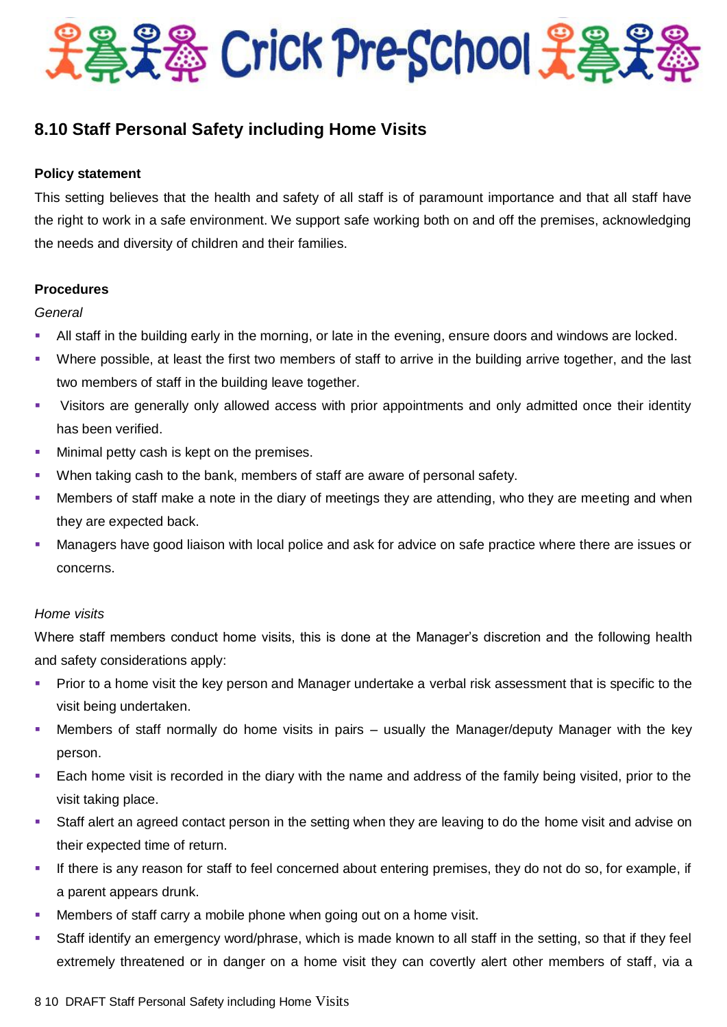# Crick Pre-School

## 8.10 Staff Personal Safety including Home Visits

**Policy statement**

This setting believes that the health and safety of all staff is of paramount importance and that all staff have the right to work in a safe environment. We support safe working both on and off the premises, acknowledging the needs and diversity of children and their families.

**Procedures**

*General*

- All staff in the building early in the morning, or late in the evening, ensure doors and windows are locked.
- Where possible, at least the first two members of staff to arrive in the building arrive together, and the last two members of staff in the building leave together.
- Visitors are generally only allowed access with prior appointments and only admitted once their identity has been verified.
- Minimal petty cash is kept on the premises.
- When taking cash to the bank, members of staff are aware of personal safety.
- Members of staff make a note in the diary of meetings they are attending, who they are meeting and when they are expected back.
- Managers have good liaison with local police and ask for advice on safe practice where there are issues or concerns.

*Home visits*

Where staff members conduct home visits, this is done at the Manager's discretion and the following health and safety considerations apply:

- Prior to a home visit the key person and Manager undertake a verbal risk assessment that is specific to the visit being undertaken.
- Members of staff normally do home visits in pairs – usually the Manager/deputy Manager with the key person.
- Each home visit is recorded in the diary with the name and address of the family being visited, prior to the visit taking place.
- Staff alert an agreed contact person in the setting when they are leaving to do the home visit and advise on their expected time of return.
- If there is any reason for staff to feel concerned about entering premises, they do not do so, for example, if a parent appears drunk.
- Members of staff carry a mobile phone when going out on a home visit.
- Staff identify an emergency word/phrase, which is made known to all staff in the setting, so that if they feel extremely threatened or in danger on a home visit they can covertly alert other members of staff, via a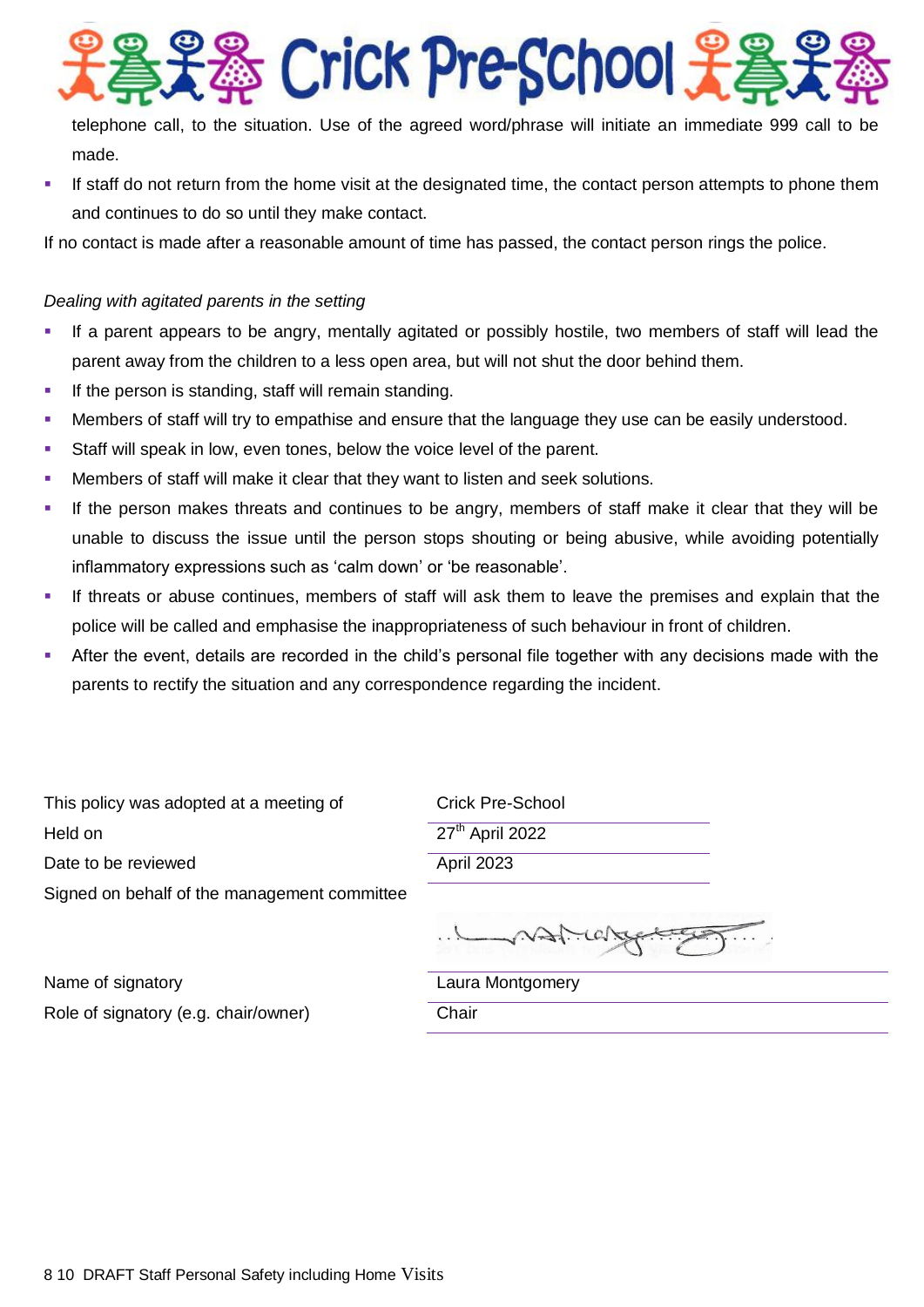telephone call, to the situation. Use of the agreed word/phrase will initiate an immediate 999 call to be made.

- If staff do not return from the home visit at the designated time, the contact person attempts to phone them and continues to do so until they make contact.

If no contact is made after a reasonable amount of time has passed, the contact person rings the police.

*Dealing with agitated parents in the setting*

- If a parent appears to be angry, mentally agitated or possibly hostile, two members of staff will lead the parent away from the children to a less open area, but will not shut the door behind them.
- If the person is standing, staff will remain standing.
- Members of staff will try to empathise and ensure that the language they use can be easily understood.
- Staff will speak in low, even tones, below the voice level of the parent.
- Members of staff will make it clear that they want to listen and seek solutions.
- If the person makes threats and continues to be angry, members of staff make it clear that they will be unable to discuss the issue until the person stops shouting or being abusive, while avoiding potentially inflammatory expressions such as 'calm down' or 'be reasonable'.
- If threats or abuse continues, members of staff will ask them to leave the premises and explain that the police will be called and emphasise the inappropriateness of such behaviour in front of children.
- After the event, details are recorded in the child's personal file together with any decisions made with the parents to rectify the situation and any correspondence regarding the incident.

| | |
|---|---|
| This policy was adopted at a meeting of | Crick Pre-School |
| Held on | 27th April 2022 |
| Date to be reviewed | April 2023 |
| Signed on behalf of the management committee | |
| Name of signatory | Laura Montgomery |
| Role of signatory (e.g. chair/owner) | Chair |

8 10 DRAFT Staff Personal Safety including Home Visits